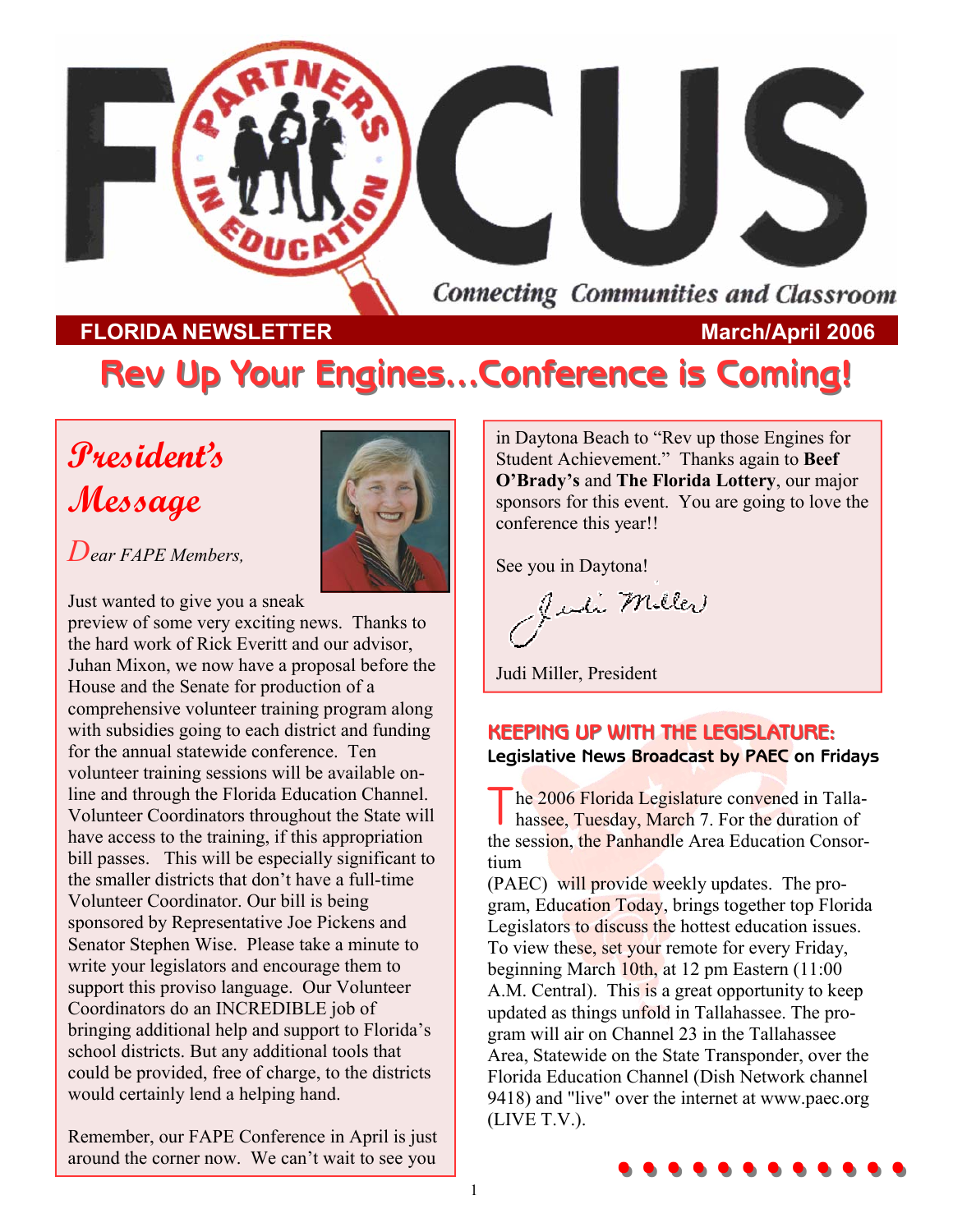# FOCUS

Partners in Education

Connecting Communities and Classroom

**FLORIDA NEWSLETTER** **March/April 2006**

# Rev Up Your Engines…Conference is Coming!

## President's Message

*Dear FAPE Members,*

Just wanted to give you a sneak preview of some very exciting news. Thanks to the hard work of Rick Everitt and our advisor, Juhan Mixon, we now have a proposal before the House and the Senate for production of a comprehensive volunteer training program along with subsidies going to each district and funding for the annual statewide conference. Ten volunteer training sessions will be available on-line and through the Florida Education Channel. Volunteer Coordinators throughout the State will have access to the training, if this appropriation bill passes. This will be especially significant to the smaller districts that don't have a full-time Volunteer Coordinator. Our bill is being sponsored by Representative Joe Pickens and Senator Stephen Wise. Please take a minute to write your legislators and encourage them to support this proviso language. Our Volunteer Coordinators do an INCREDIBLE job of bringing additional help and support to Florida's school districts. But any additional tools that could be provided, free of charge, to the districts would certainly lend a helping hand.

Remember, our FAPE Conference in April is just around the corner now. We can't wait to see you in Daytona Beach to "Rev up those Engines for Student Achievement." Thanks again to **Beef O'Brady's** and **The Florida Lottery**, our major sponsors for this event. You are going to love the conference this year!!

See you in Daytona!

Judi Miller, President

## KEEPING UP WITH THE LEGISLATURE:

### Legislative News Broadcast by PAEC on Fridays

The 2006 Florida Legislature convened in Tallahassee, Tuesday, March 7. For the duration of the session, the Panhandle Area Education Consortium (PAEC) will provide weekly updates. The program, Education Today, brings together top Florida Legislators to discuss the hottest education issues. To view these, set your remote for every Friday, beginning March 10th, at 12 pm Eastern (11:00 A.M. Central). This is a great opportunity to keep updated as things unfold in Tallahassee. The program will air on Channel 23 in the Tallahassee Area, Statewide on the State Transponder, over the Florida Education Channel (Dish Network channel 9418) and "live" over the internet at www.paec.org (LIVE T.V.).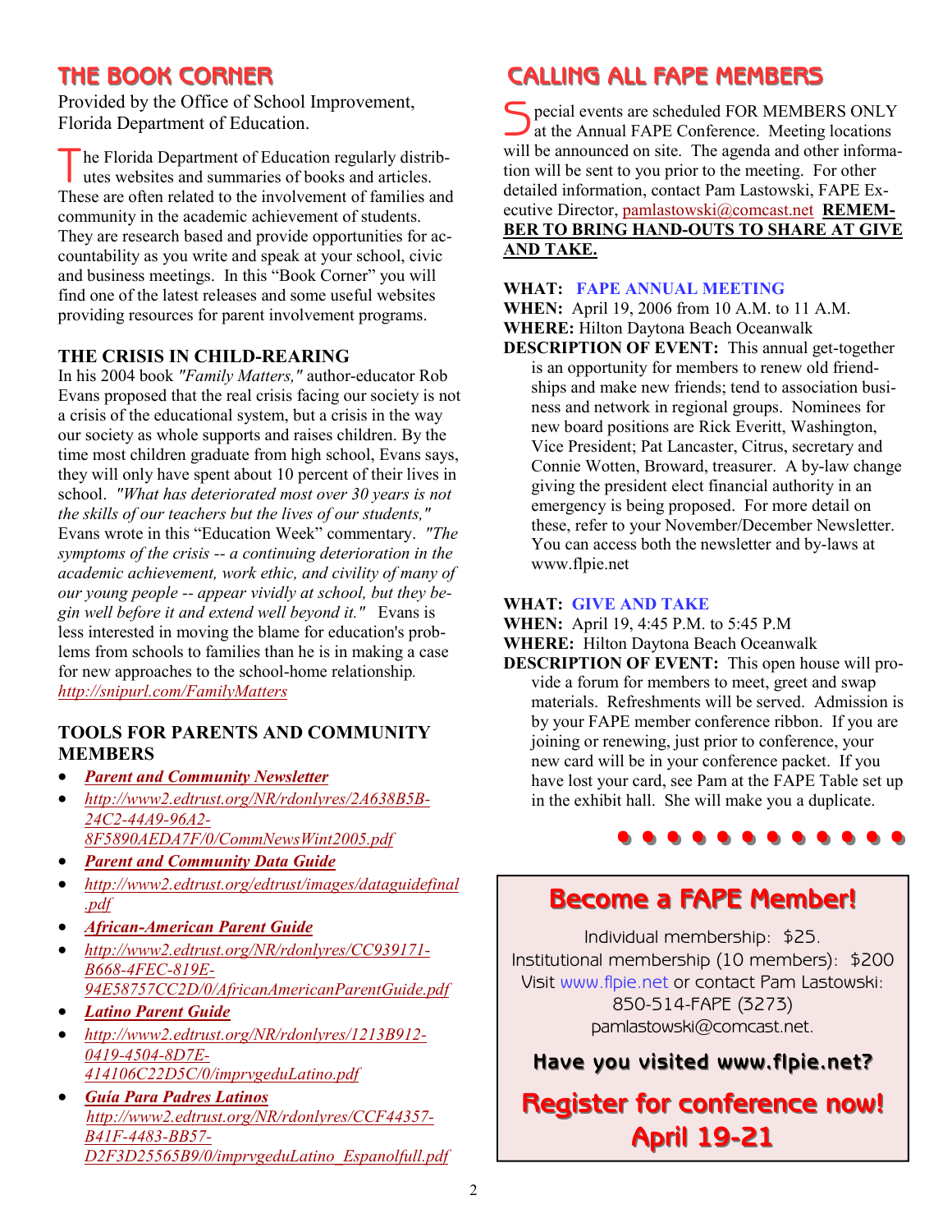## THE BOOK CORNER

Provided by the Office of School Improvement, Florida Department of Education.

The Florida Department of Education regularly distributes websites and summaries of books and articles. These are often related to the involvement of families and community in the academic achievement of students. They are research based and provide opportunities for accountability as you write and speak at your school, civic and business meetings. In this "Book Corner" you will find one of the latest releases and some useful websites providing resources for parent involvement programs.

### THE CRISIS IN CHILD-REARING

In his 2004 book *"Family Matters,"* author-educator Rob Evans proposed that the real crisis facing our society is not a crisis of the educational system, but a crisis in the way our society as whole supports and raises children. By the time most children graduate from high school, Evans says, they will only have spent about 10 percent of their lives in school. *"What has deteriorated most over 30 years is not the skills of our teachers but the lives of our students,"* Evans wrote in this "Education Week" commentary. *"The symptoms of the crisis -- a continuing deterioration in the academic achievement, work ethic, and civility of many of our young people -- appear vividly at school, but they begin well before it and extend well beyond it."* Evans is less interested in moving the blame for education's problems from schools to families than he is in making a case for new approaches to the school-home relationship. *http://snipurl.com/FamilyMatters*

### TOOLS FOR PARENTS AND COMMUNITY MEMBERS

- ***Parent and Community Newsletter***
- *http://www2.edtrust.org/NR/rdonlyres/2A638B5B-24C2-44A9-96A2-8F5890AEDA7F/0/CommNewsWint2005.pdf*
- ***Parent and Community Data Guide***
- *http://www2.edtrust.org/edtrust/images/dataguidefinal.pdf*
- ***African-American Parent Guide***
- *http://www2.edtrust.org/NR/rdonlyres/CC939171-B668-4FEC-819E-94E58757CC2D/0/AfricanAmericanParentGuide.pdf*
- ***Latino Parent Guide***
- *http://www2.edtrust.org/NR/rdonlyres/1213B912-0419-4504-8D7E-414106C22D5C/0/imprvgeduLatino.pdf*
- ***Guía Para Padres Latinos*** *http://www2.edtrust.org/NR/rdonlyres/CCF44357-B41F-4483-BB57-D2F3D25565B9/0/imprvgeduLatino_Espanolfull.pdf*

## CALLING ALL FAPE MEMBERS

Special events are scheduled FOR MEMBERS ONLY at the Annual FAPE Conference. Meeting locations will be announced on site. The agenda and other information will be sent to you prior to the meeting. For other detailed information, contact Pam Lastowski, FAPE Executive Director, pamlastowski@comcast.net **REMEMBER TO BRING HAND-OUTS TO SHARE AT GIVE AND TAKE.**

**WHAT:** **FAPE ANNUAL MEETING**
**WHEN:** April 19, 2006 from 10 A.M. to 11 A.M.
**WHERE:** Hilton Daytona Beach Oceanwalk
**DESCRIPTION OF EVENT:** This annual get-together is an opportunity for members to renew old friendships and make new friends; tend to association business and network in regional groups. Nominees for new board positions are Rick Everitt, Washington, Vice President; Pat Lancaster, Citrus, secretary and Connie Wotten, Broward, treasurer. A by-law change giving the president elect financial authority in an emergency is being proposed. For more detail on these, refer to your November/December Newsletter. You can access both the newsletter and by-laws at www.flpie.net

**WHAT:** **GIVE AND TAKE**
**WHEN:** April 19, 4:45 P.M. to 5:45 P.M
**WHERE:** Hilton Daytona Beach Oceanwalk
**DESCRIPTION OF EVENT:** This open house will provide a forum for members to meet, greet and swap materials. Refreshments will be served. Admission is by your FAPE member conference ribbon. If you are joining or renewing, just prior to conference, your new card will be in your conference packet. If you have lost your card, see Pam at the FAPE Table set up in the exhibit hall. She will make you a duplicate.

## Become a FAPE Member!

Individual membership: $25.
Institutional membership (10 members): $200
Visit www.flpie.net or contact Pam Lastowski:
850-514-FAPE (3273)
pamlastowski@comcast.net.

**Have you visited www.flpie.net?**

**Register for conference now!**
**April 19-21**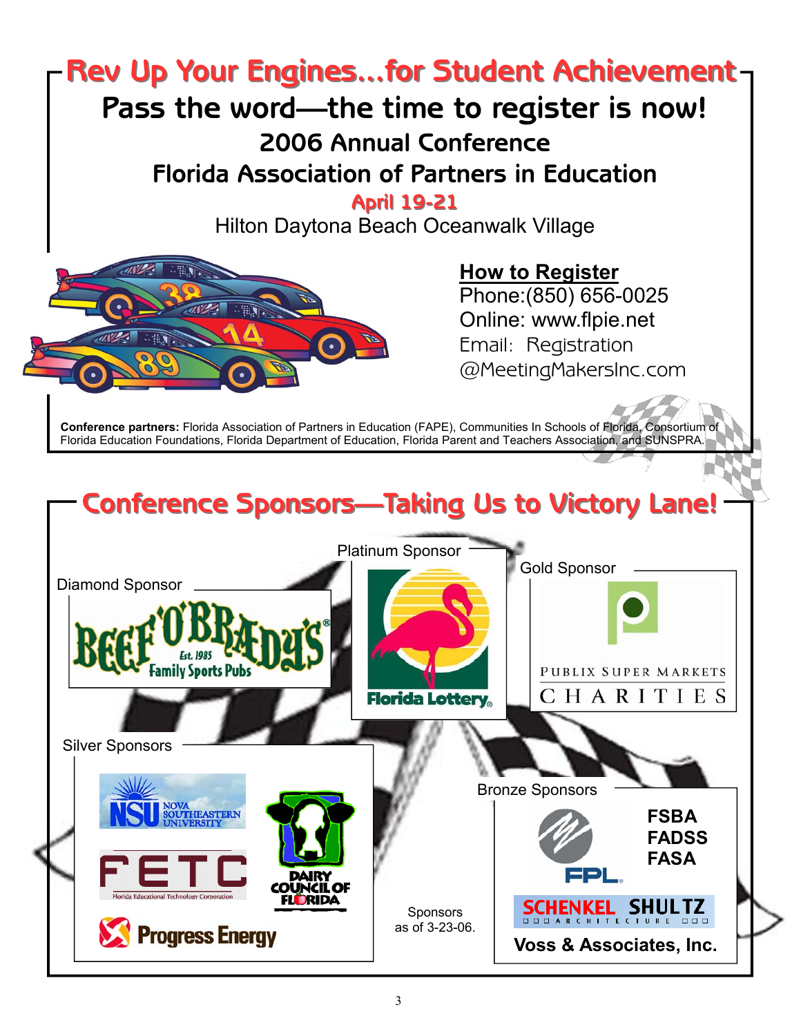# Rev Up Your Engines...for Student Achievement

## Pass the word—the time to register is now!

### 2006 Annual Conference

### Florida Association of Partners in Education

**April 19-21**

Hilton Daytona Beach Oceanwalk Village

**How to Register**

Phone:(850) 656-0025

Online: www.flpie.net

Email: Registration@MeetingMakersInc.com

**Conference partners:** Florida Association of Partners in Education (FAPE), Communities In Schools of Florida, Consortium of Florida Education Foundations, Florida Department of Education, Florida Parent and Teachers Association, and SUNSPRA.

## Conference Sponsors—Taking Us to Victory Lane!

**Diamond Sponsor**

Beef 'O' Brady's Est. 1985 Family Sports Pubs

**Platinum Sponsor**

Florida Lottery

**Gold Sponsor**

Publix Super Markets Charities

**Silver Sponsors**

NSU Nova Southeastern University

FETC Florida Educational Technology Corporation

Dairy Council of Florida

Progress Energy

**Bronze Sponsors**

FPL

FSBA

FADSS

FASA

Schenkel Shultz Architecture

Voss & Associates, Inc.

Sponsors as of 3-23-06.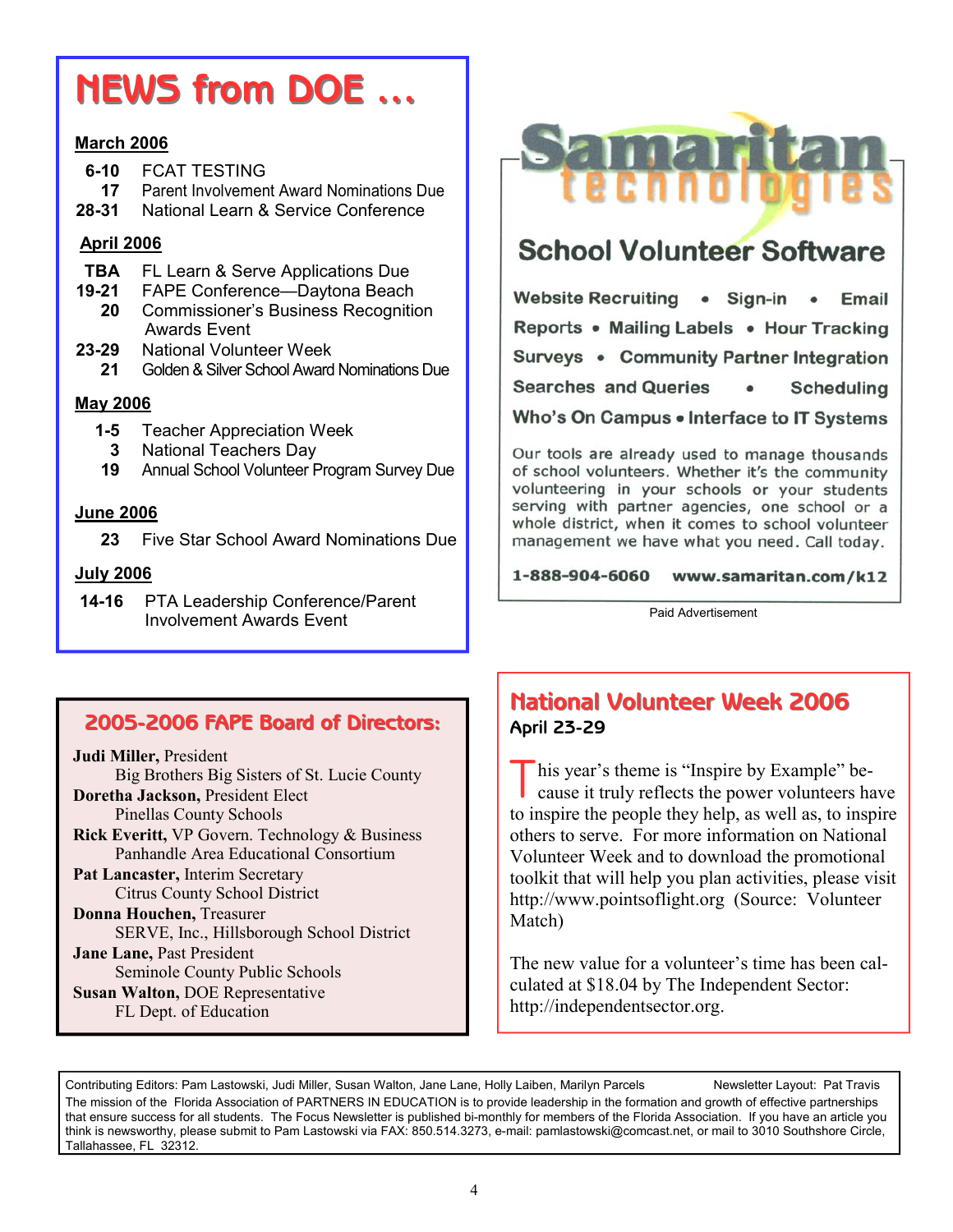## NEWS from DOE ...

**March 2006**

- **6-10** FCAT TESTING
- **17** Parent Involvement Award Nominations Due
- **28-31** National Learn & Service Conference

**April 2006**

- **TBA** FL Learn & Serve Applications Due
- **19-21** FAPE Conference—Daytona Beach
- **20** Commissioner's Business Recognition Awards Event
- **23-29** National Volunteer Week
- **21** Golden & Silver School Award Nominations Due

**May 2006**

- **1-5** Teacher Appreciation Week
- **3** National Teachers Day
- **19** Annual School Volunteer Program Survey Due

**June 2006**

- **23** Five Star School Award Nominations Due

**July 2006**

- **14-16** PTA Leadership Conference/Parent Involvement Awards Event

---

## Samaritan technologies

### School Volunteer Software

Website Recruiting • Sign-in • Email
Reports • Mailing Labels • Hour Tracking
Surveys • Community Partner Integration
Searches and Queries • Scheduling
Who's On Campus • Interface to IT Systems

Our tools are already used to manage thousands of school volunteers. Whether it's the community volunteering in your schools or your students serving with partner agencies, one school or a whole district, when it comes to school volunteer management we have what you need. Call today.

1-888-904-6060 www.samaritan.com/k12

Paid Advertisement

---

## 2005-2006 FAPE Board of Directors:

**Judi Miller,** President
Big Brothers Big Sisters of St. Lucie County

**Doretha Jackson,** President Elect
Pinellas County Schools

**Rick Everitt,** VP Govern. Technology & Business
Panhandle Area Educational Consortium

**Pat Lancaster,** Interim Secretary
Citrus County School District

**Donna Houchen,** Treasurer
SERVE, Inc., Hillsborough School District

**Jane Lane,** Past President
Seminole County Public Schools

**Susan Walton,** DOE Representative
FL Dept. of Education

---

## National Volunteer Week 2006

**April 23-29**

This year's theme is "Inspire by Example" because it truly reflects the power volunteers have to inspire the people they help, as well as, to inspire others to serve. For more information on National Volunteer Week and to download the promotional toolkit that will help you plan activities, please visit http://www.pointsoflight.org (Source: Volunteer Match)

The new value for a volunteer's time has been calculated at $18.04 by The Independent Sector: http://independentsector.org.

---

Contributing Editors: Pam Lastowski, Judi Miller, Susan Walton, Jane Lane, Holly Laiben, Marilyn Parcels Newsletter Layout: Pat Travis

The mission of the Florida Association of PARTNERS IN EDUCATION is to provide leadership in the formation and growth of effective partnerships that ensure success for all students. The Focus Newsletter is published bi-monthly for members of the Florida Association. If you have an article you think is newsworthy, please submit to Pam Lastowski via FAX: 850.514.3273, e-mail: pamlastowski@comcast.net, or mail to 3010 Southshore Circle, Tallahassee, FL 32312.